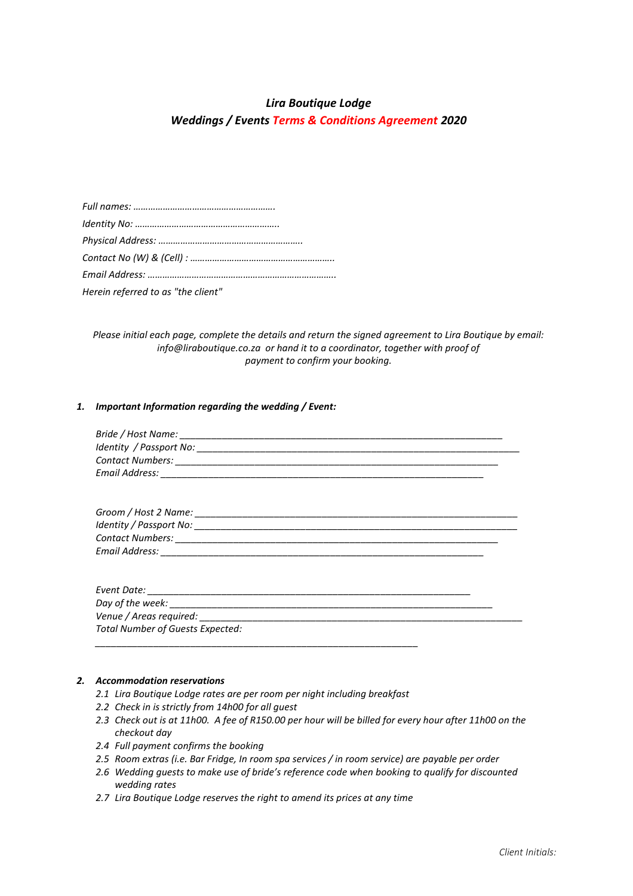# *Lira Boutique Lodge*
## *Weddings / Events Terms & Conditions Agreement 2020*

*Full names: ………………………………………………….*

*Identity No: ………………………………………………….*

*Physical Address: ………………………………………………….*

*Contact No (W) & (Cell) : ………………………………………………….*

*Email Address: ………………………………………………………………….*

*Herein referred to as "the client"*

*Please initial each page, complete the details and return the signed agreement to Lira Boutique by email: info@liraboutique.co.za or hand it to a coordinator, together with proof of payment to confirm your booking.*

### 1. *Important Information regarding the wedding / Event:*

*Bride / Host Name:* ______________________________________________________________

*Identity / Passport No:* ______________________________________________________________

*Contact Numbers:* ______________________________________________________________

*Email Address:* ______________________________________________________________

*Groom / Host 2 Name:* ______________________________________________________________

*Identity / Passport No:* ______________________________________________________________

*Contact Numbers:* ______________________________________________________________

*Email Address:* ______________________________________________________________

*Event Date:* ______________________________________________________________

*Day of the week:* ______________________________________________________________

*Venue / Areas required:* ______________________________________________________________

*Total Number of Guests Expected:*

______________________________________________________________

### 2. *Accommodation reservations*

- *2.1 Lira Boutique Lodge rates are per room per night including breakfast*
- *2.2 Check in is strictly from 14h00 for all guest*
- *2.3 Check out is at 11h00. A fee of R150.00 per hour will be billed for every hour after 11h00 on the checkout day*
- *2.4 Full payment confirms the booking*
- *2.5 Room extras (i.e. Bar Fridge, In room spa services / in room service) are payable per order*
- *2.6 Wedding guests to make use of bride's reference code when booking to qualify for discounted wedding rates*
- *2.7 Lira Boutique Lodge reserves the right to amend its prices at any time*

*Client Initials:*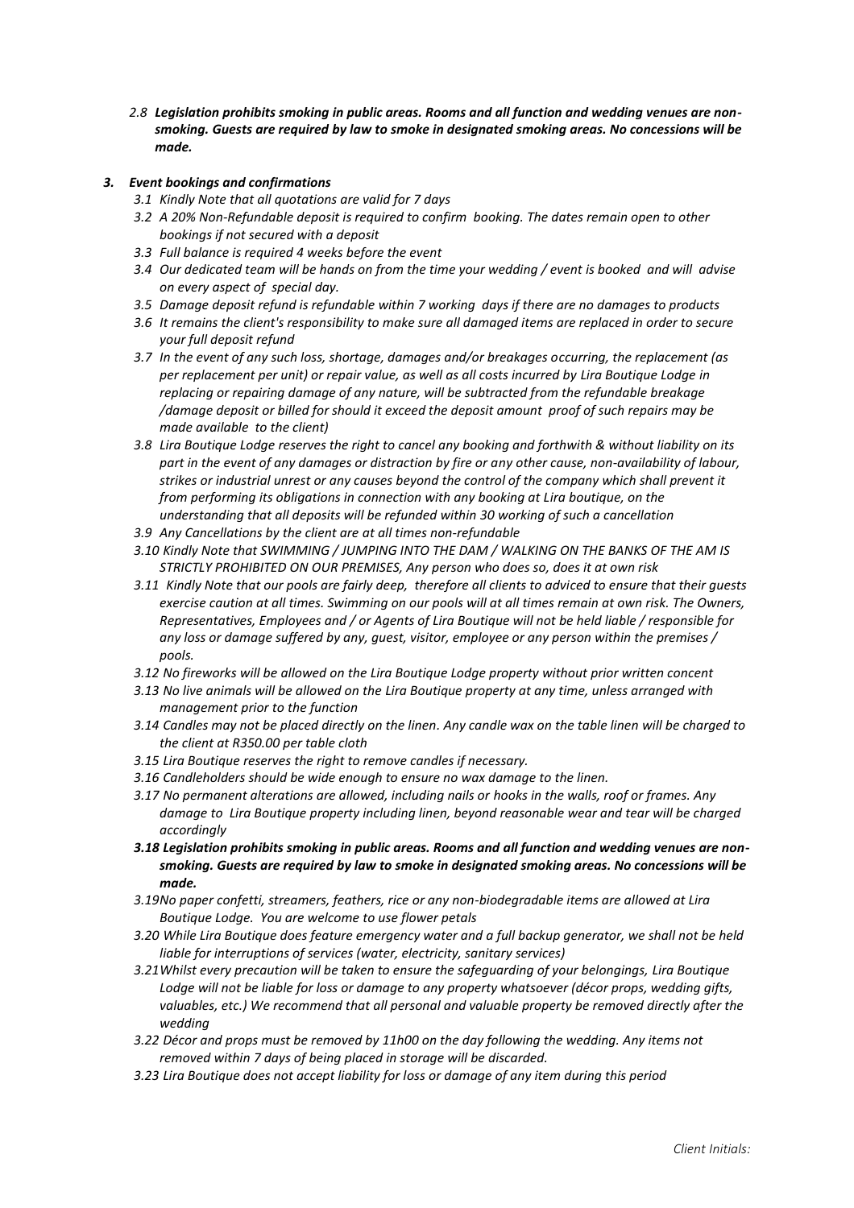2.8 ***Legislation prohibits smoking in public areas. Rooms and all function and wedding venues are non-smoking. Guests are required by law to smoke in designated smoking areas. No concessions will be made.***

### 3. *Event bookings and confirmations*

*3.1 Kindly Note that all quotations are valid for 7 days*

*3.2 A 20% Non-Refundable deposit is required to confirm booking. The dates remain open to other bookings if not secured with a deposit*

*3.3 Full balance is required 4 weeks before the event*

*3.4 Our dedicated team will be hands on from the time your wedding / event is booked and will advise on every aspect of special day.*

*3.5 Damage deposit refund is refundable within 7 working days if there are no damages to products*

*3.6 It remains the client's responsibility to make sure all damaged items are replaced in order to secure your full deposit refund*

*3.7 In the event of any such loss, shortage, damages and/or breakages occurring, the replacement (as per replacement per unit) or repair value, as well as all costs incurred by Lira Boutique Lodge in replacing or repairing damage of any nature, will be subtracted from the refundable breakage /damage deposit or billed for should it exceed the deposit amount proof of such repairs may be made available to the client)*

*3.8 Lira Boutique Lodge reserves the right to cancel any booking and forthwith & without liability on its part in the event of any damages or distraction by fire or any other cause, non-availability of labour, strikes or industrial unrest or any causes beyond the control of the company which shall prevent it from performing its obligations in connection with any booking at Lira boutique, on the understanding that all deposits will be refunded within 30 working of such a cancellation*

*3.9 Any Cancellations by the client are at all times non-refundable*

*3.10 Kindly Note that SWIMMING / JUMPING INTO THE DAM / WALKING ON THE BANKS OF THE AM IS STRICTLY PROHIBITED ON OUR PREMISES, Any person who does so, does it at own risk*

*3.11 Kindly Note that our pools are fairly deep, therefore all clients to adviced to ensure that their guests exercise caution at all times. Swimming on our pools will at all times remain at own risk. The Owners, Representatives, Employees and / or Agents of Lira Boutique will not be held liable / responsible for any loss or damage suffered by any, guest, visitor, employee or any person within the premises / pools.*

*3.12 No fireworks will be allowed on the Lira Boutique Lodge property without prior written concent*

*3.13 No live animals will be allowed on the Lira Boutique property at any time, unless arranged with management prior to the function*

*3.14 Candles may not be placed directly on the linen. Any candle wax on the table linen will be charged to the client at R350.00 per table cloth*

*3.15 Lira Boutique reserves the right to remove candles if necessary.*

*3.16 Candleholders should be wide enough to ensure no wax damage to the linen.*

*3.17 No permanent alterations are allowed, including nails or hooks in the walls, roof or frames. Any damage to Lira Boutique property including linen, beyond reasonable wear and tear will be charged accordingly*

***3.18 Legislation prohibits smoking in public areas. Rooms and all function and wedding venues are non-smoking. Guests are required by law to smoke in designated smoking areas. No concessions will be made.***

*3.19No paper confetti, streamers, feathers, rice or any non-biodegradable items are allowed at Lira Boutique Lodge. You are welcome to use flower petals*

*3.20 While Lira Boutique does feature emergency water and a full backup generator, we shall not be held liable for interruptions of services (water, electricity, sanitary services)*

*3.21Whilst every precaution will be taken to ensure the safeguarding of your belongings, Lira Boutique Lodge will not be liable for loss or damage to any property whatsoever (décor props, wedding gifts, valuables, etc.) We recommend that all personal and valuable property be removed directly after the wedding*

*3.22 Décor and props must be removed by 11h00 on the day following the wedding. Any items not removed within 7 days of being placed in storage will be discarded.*

*3.23 Lira Boutique does not accept liability for loss or damage of any item during this period*

*Client Initials:*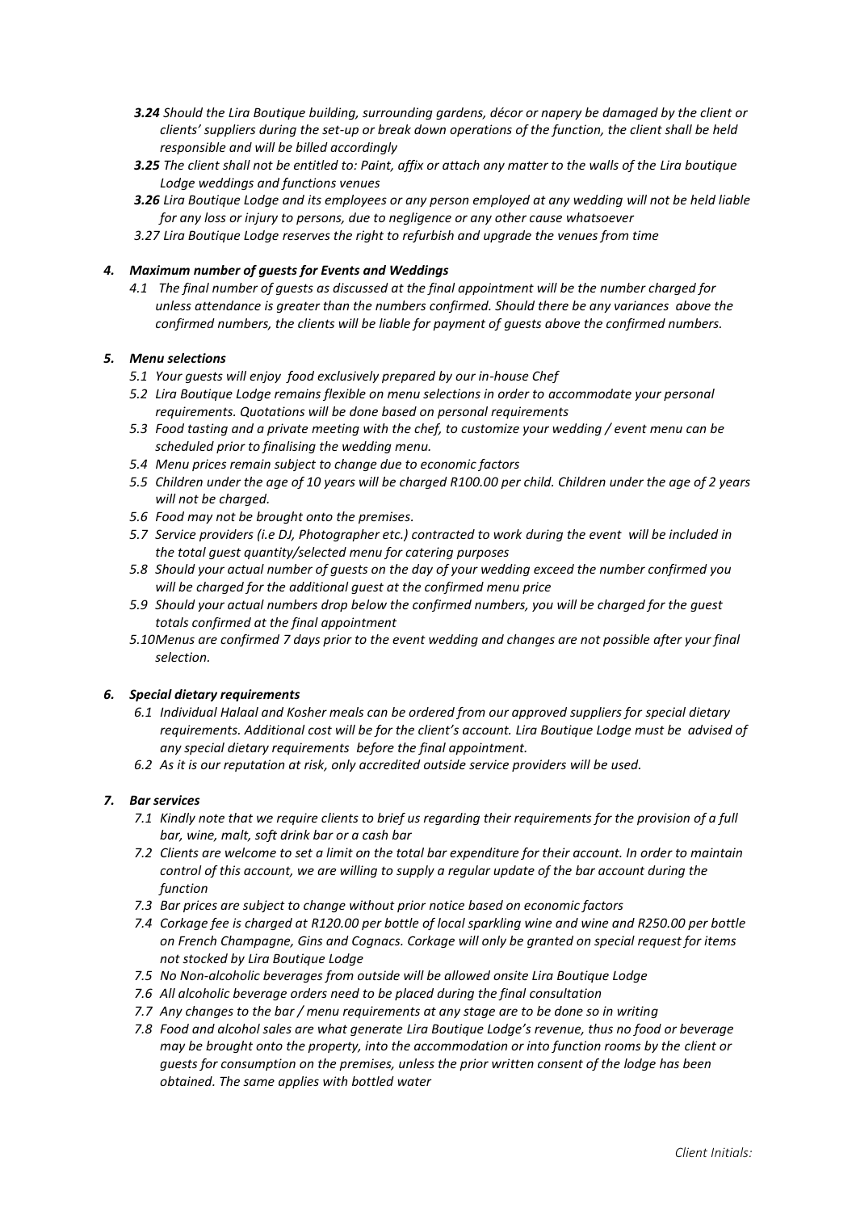*3.24 Should the Lira Boutique building, surrounding gardens, décor or napery be damaged by the client or clients' suppliers during the set-up or break down operations of the function, the client shall be held responsible and will be billed accordingly*

*3.25 The client shall not be entitled to: Paint, affix or attach any matter to the walls of the Lira boutique Lodge weddings and functions venues*

*3.26 Lira Boutique Lodge and its employees or any person employed at any wedding will not be held liable for any loss or injury to persons, due to negligence or any other cause whatsoever*

*3.27 Lira Boutique Lodge reserves the right to refurbish and upgrade the venues from time*

### *4. Maximum number of guests for Events and Weddings*

*4.1 The final number of guests as discussed at the final appointment will be the number charged for unless attendance is greater than the numbers confirmed. Should there be any variances above the confirmed numbers, the clients will be liable for payment of guests above the confirmed numbers.*

### *5. Menu selections*

*5.1 Your guests will enjoy food exclusively prepared by our in-house Chef*

*5.2 Lira Boutique Lodge remains flexible on menu selections in order to accommodate your personal requirements. Quotations will be done based on personal requirements*

*5.3 Food tasting and a private meeting with the chef, to customize your wedding / event menu can be scheduled prior to finalising the wedding menu.*

*5.4 Menu prices remain subject to change due to economic factors*

*5.5 Children under the age of 10 years will be charged R100.00 per child. Children under the age of 2 years will not be charged.*

*5.6 Food may not be brought onto the premises.*

*5.7 Service providers (i.e DJ, Photographer etc.) contracted to work during the event will be included in the total guest quantity/selected menu for catering purposes*

*5.8 Should your actual number of guests on the day of your wedding exceed the number confirmed you will be charged for the additional guest at the confirmed menu price*

*5.9 Should your actual numbers drop below the confirmed numbers, you will be charged for the guest totals confirmed at the final appointment*

*5.10 Menus are confirmed 7 days prior to the event wedding and changes are not possible after your final selection.*

### *6. Special dietary requirements*

*6.1 Individual Halaal and Kosher meals can be ordered from our approved suppliers for special dietary requirements. Additional cost will be for the client's account. Lira Boutique Lodge must be advised of any special dietary requirements before the final appointment.*

*6.2 As it is our reputation at risk, only accredited outside service providers will be used.*

### *7. Bar services*

*7.1 Kindly note that we require clients to brief us regarding their requirements for the provision of a full bar, wine, malt, soft drink bar or a cash bar*

*7.2 Clients are welcome to set a limit on the total bar expenditure for their account. In order to maintain control of this account, we are willing to supply a regular update of the bar account during the function*

*7.3 Bar prices are subject to change without prior notice based on economic factors*

*7.4 Corkage fee is charged at R120.00 per bottle of local sparkling wine and wine and R250.00 per bottle on French Champagne, Gins and Cognacs. Corkage will only be granted on special request for items not stocked by Lira Boutique Lodge*

*7.5 No Non-alcoholic beverages from outside will be allowed onsite Lira Boutique Lodge*

*7.6 All alcoholic beverage orders need to be placed during the final consultation*

*7.7 Any changes to the bar / menu requirements at any stage are to be done so in writing*

*7.8 Food and alcohol sales are what generate Lira Boutique Lodge's revenue, thus no food or beverage may be brought onto the property, into the accommodation or into function rooms by the client or guests for consumption on the premises, unless the prior written consent of the lodge has been obtained. The same applies with bottled water*

*Client Initials:*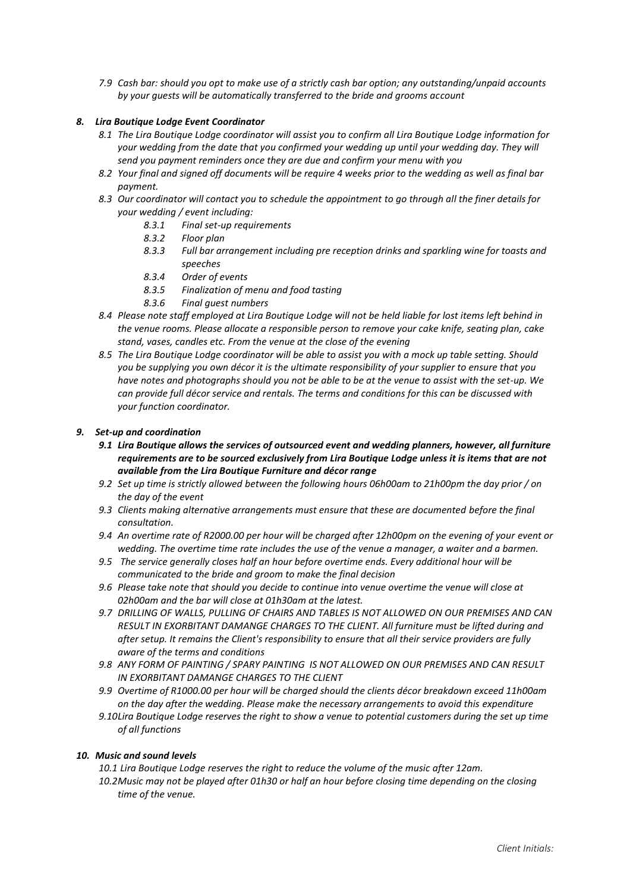*7.9 Cash bar: should you opt to make use of a strictly cash bar option; any outstanding/unpaid accounts by your guests will be automatically transferred to the bride and grooms account*

### *8. Lira Boutique Lodge Event Coordinator*

*8.1 The Lira Boutique Lodge coordinator will assist you to confirm all Lira Boutique Lodge information for your wedding from the date that you confirmed your wedding up until your wedding day. They will send you payment reminders once they are due and confirm your menu with you*

*8.2 Your final and signed off documents will be require 4 weeks prior to the wedding as well as final bar payment.*

*8.3 Our coordinator will contact you to schedule the appointment to go through all the finer details for your wedding / event including:*

- *8.3.1 Final set-up requirements*
- *8.3.2 Floor plan*
- *8.3.3 Full bar arrangement including pre reception drinks and sparkling wine for toasts and speeches*
- *8.3.4 Order of events*
- *8.3.5 Finalization of menu and food tasting*
- *8.3.6 Final guest numbers*

*8.4 Please note staff employed at Lira Boutique Lodge will not be held liable for lost items left behind in the venue rooms. Please allocate a responsible person to remove your cake knife, seating plan, cake stand, vases, candles etc. From the venue at the close of the evening*

*8.5 The Lira Boutique Lodge coordinator will be able to assist you with a mock up table setting. Should you be supplying you own décor it is the ultimate responsibility of your supplier to ensure that you have notes and photographs should you not be able to be at the venue to assist with the set-up. We can provide full décor service and rentals. The terms and conditions for this can be discussed with your function coordinator.*

### *9. Set-up and coordination*

***9.1 Lira Boutique allows the services of outsourced event and wedding planners, however, all furniture requirements are to be sourced exclusively from Lira Boutique Lodge unless it is items that are not available from the Lira Boutique Furniture and décor range***

*9.2 Set up time is strictly allowed between the following hours 06h00am to 21h00pm the day prior / on the day of the event*

*9.3 Clients making alternative arrangements must ensure that these are documented before the final consultation.*

*9.4 An overtime rate of R2000.00 per hour will be charged after 12h00pm on the evening of your event or wedding. The overtime time rate includes the use of the venue a manager, a waiter and a barmen.*

*9.5 The service generally closes half an hour before overtime ends. Every additional hour will be communicated to the bride and groom to make the final decision*

*9.6 Please take note that should you decide to continue into venue overtime the venue will close at 02h00am and the bar will close at 01h30am at the latest.*

*9.7 DRILLING OF WALLS, PULLING OF CHAIRS AND TABLES IS NOT ALLOWED ON OUR PREMISES AND CAN RESULT IN EXORBITANT DAMANGE CHARGES TO THE CLIENT. All furniture must be lifted during and after setup. It remains the Client's responsibility to ensure that all their service providers are fully aware of the terms and conditions*

*9.8 ANY FORM OF PAINTING / SPARY PAINTING IS NOT ALLOWED ON OUR PREMISES AND CAN RESULT IN EXORBITANT DAMANGE CHARGES TO THE CLIENT*

*9.9 Overtime of R1000.00 per hour will be charged should the clients décor breakdown exceed 11h00am on the day after the wedding. Please make the necessary arrangements to avoid this expenditure*

*9.10 Lira Boutique Lodge reserves the right to show a venue to potential customers during the set up time of all functions*

### *10. Music and sound levels*

*10.1 Lira Boutique Lodge reserves the right to reduce the volume of the music after 12am.*

*10.2 Music may not be played after 01h30 or half an hour before closing time depending on the closing time of the venue.*

*Client Initials:*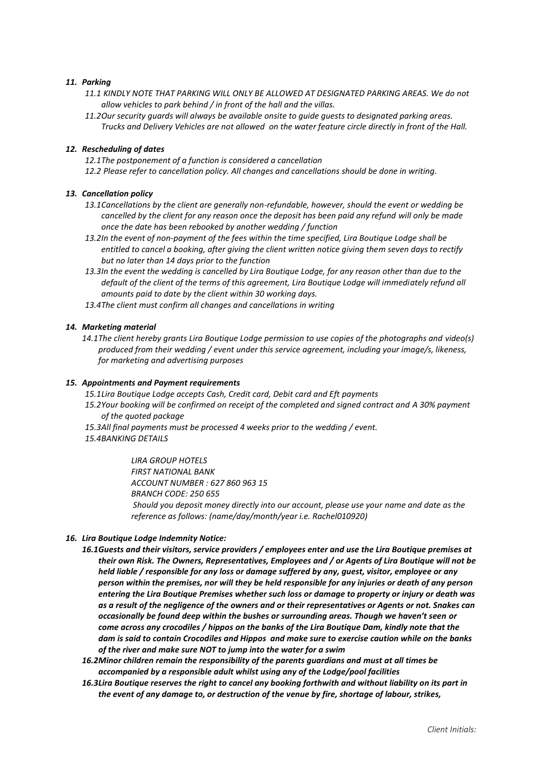### *11. Parking*

*11.1 KINDLY NOTE THAT PARKING WILL ONLY BE ALLOWED AT DESIGNATED PARKING AREAS. We do not allow vehicles to park behind / in front of the hall and the villas.*

*11.2Our security guards will always be available onsite to guide guests to designated parking areas. Trucks and Delivery Vehicles are not allowed on the water feature circle directly in front of the Hall.*

### *12. Rescheduling of dates*

*12.1The postponement of a function is considered a cancellation*

*12.2 Please refer to cancellation policy. All changes and cancellations should be done in writing.*

### *13. Cancellation policy*

*13.1Cancellations by the client are generally non-refundable, however, should the event or wedding be cancelled by the client for any reason once the deposit has been paid any refund will only be made once the date has been rebooked by another wedding / function*

*13.2In the event of non-payment of the fees within the time specified, Lira Boutique Lodge shall be entitled to cancel a booking, after giving the client written notice giving them seven days to rectify but no later than 14 days prior to the function*

*13.3In the event the wedding is cancelled by Lira Boutique Lodge, for any reason other than due to the default of the client of the terms of this agreement, Lira Boutique Lodge will immediately refund all amounts paid to date by the client within 30 working days.*

*13.4The client must confirm all changes and cancellations in writing*

### *14. Marketing material*

*14.1The client hereby grants Lira Boutique Lodge permission to use copies of the photographs and video(s) produced from their wedding / event under this service agreement, including your image/s, likeness, for marketing and advertising purposes*

### *15. Appointments and Payment requirements*

*15.1Lira Boutique Lodge accepts Cash, Credit card, Debit card and Eft payments*

*15.2Your booking will be confirmed on receipt of the completed and signed contract and A 30% payment of the quoted package*

*15.3All final payments must be processed 4 weeks prior to the wedding / event.*

*15.4BANKING DETAILS*

*LIRA GROUP HOTELS*
*FIRST NATIONAL BANK*
*ACCOUNT NUMBER : 627 860 963 15*
*BRANCH CODE: 250 655*
*Should you deposit money directly into our account, please use your name and date as the reference as follows: (name/day/month/year i.e. Rachel010920)*

### *16. Lira Boutique Lodge Indemnity Notice:*

***16.1Guests and their visitors, service providers / employees enter and use the Lira Boutique premises at their own Risk. The Owners, Representatives, Employees and / or Agents of Lira Boutique will not be held liable / responsible for any loss or damage suffered by any, guest, visitor, employee or any person within the premises, nor will they be held responsible for any injuries or death of any person entering the Lira Boutique Premises whether such loss or damage to property or injury or death was as a result of the negligence of the owners and or their representatives or Agents or not. Snakes can occasionally be found deep within the bushes or surrounding areas. Though we haven't seen or come across any crocodiles / hippos on the banks of the Lira Boutique Dam, kindly note that the dam is said to contain Crocodiles and Hippos and make sure to exercise caution while on the banks of the river and make sure NOT to jump into the water for a swim***

***16.2Minor children remain the responsibility of the parents guardians and must at all times be accompanied by a responsible adult whilst using any of the Lodge/pool facilities***

***16.3Lira Boutique reserves the right to cancel any booking forthwith and without liability on its part in the event of any damage to, or destruction of the venue by fire, shortage of labour, strikes,***

*Client Initials:*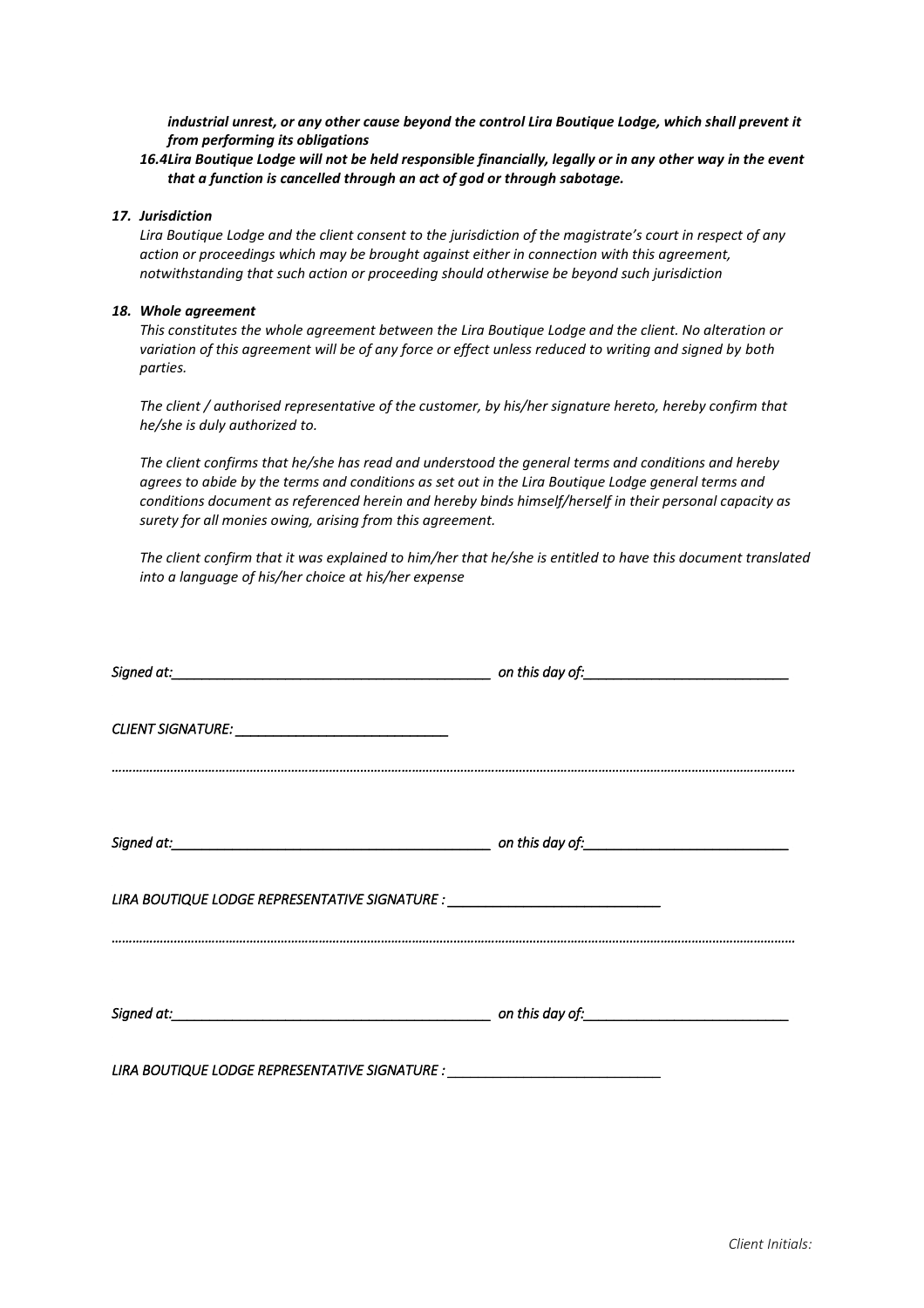***industrial unrest, or any other cause beyond the control Lira Boutique Lodge, which shall prevent it from performing its obligations***

***16.4Lira Boutique Lodge will not be held responsible financially, legally or in any other way in the event that a function is cancelled through an act of god or through sabotage.***

***17. Jurisdiction***

*Lira Boutique Lodge and the client consent to the jurisdiction of the magistrate's court in respect of any action or proceedings which may be brought against either in connection with this agreement, notwithstanding that such action or proceeding should otherwise be beyond such jurisdiction*

***18. Whole agreement***

*This constitutes the whole agreement between the Lira Boutique Lodge and the client. No alteration or variation of this agreement will be of any force or effect unless reduced to writing and signed by both parties.*

*The client / authorised representative of the customer, by his/her signature hereto, hereby confirm that he/she is duly authorized to.*

*The client confirms that he/she has read and understood the general terms and conditions and hereby agrees to abide by the terms and conditions as set out in the Lira Boutique Lodge general terms and conditions document as referenced herein and hereby binds himself/herself in their personal capacity as surety for all monies owing, arising from this agreement.*

*The client confirm that it was explained to him/her that he/she is entitled to have this document translated into a language of his/her choice at his/her expense*

*Signed at:_________________________________________ on this day of:___________________________*

*CLIENT SIGNATURE: ____________________________*

……………………………………………………………………………………………………………………………………………………………………

*Signed at:_________________________________________ on this day of:___________________________*

*LIRA BOUTIQUE LODGE REPRESENTATIVE SIGNATURE : ____________________________*

……………………………………………………………………………………………………………………………………………………………………

*Signed at:_________________________________________ on this day of:___________________________*

*LIRA BOUTIQUE LODGE REPRESENTATIVE SIGNATURE : ____________________________*

*Client Initials:*